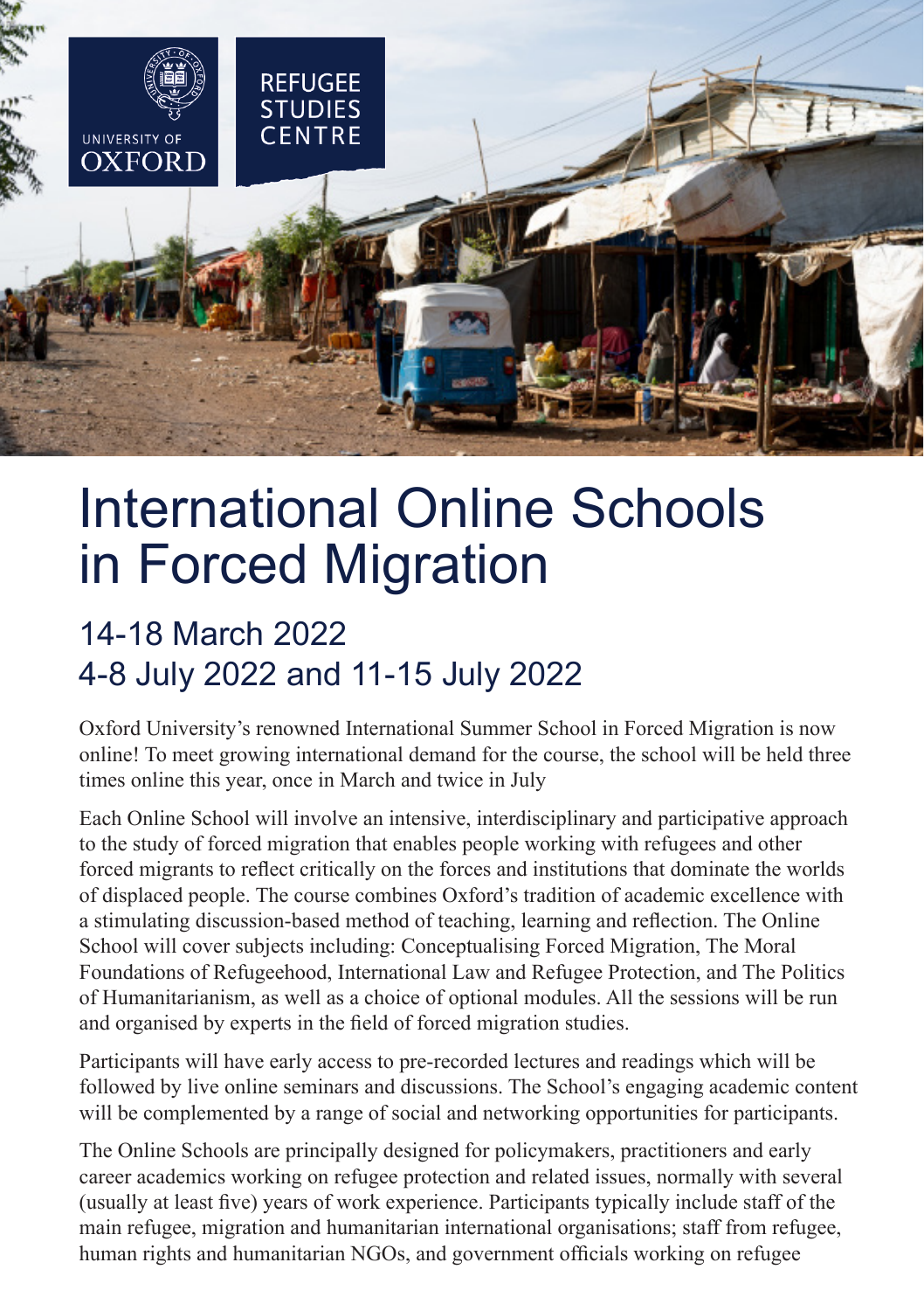UNIVERSITY OF OXFORD

REFUGEE STUDIES CENTRE

# International Online Schools in Forced Migration

## 14-18 March 2022
## 4-8 July 2022 and 11-15 July 2022

Oxford University's renowned International Summer School in Forced Migration is now online! To meet growing international demand for the course, the school will be held three times online this year, once in March and twice in July

Each Online School will involve an intensive, interdisciplinary and participative approach to the study of forced migration that enables people working with refugees and other forced migrants to reflect critically on the forces and institutions that dominate the worlds of displaced people. The course combines Oxford's tradition of academic excellence with a stimulating discussion-based method of teaching, learning and reflection. The Online School will cover subjects including: Conceptualising Forced Migration, The Moral Foundations of Refugeehood, International Law and Refugee Protection, and The Politics of Humanitarianism, as well as a choice of optional modules. All the sessions will be run and organised by experts in the field of forced migration studies.

Participants will have early access to pre-recorded lectures and readings which will be followed by live online seminars and discussions. The School's engaging academic content will be complemented by a range of social and networking opportunities for participants.

The Online Schools are principally designed for policymakers, practitioners and early career academics working on refugee protection and related issues, normally with several (usually at least five) years of work experience. Participants typically include staff of the main refugee, migration and humanitarian international organisations; staff from refugee, human rights and humanitarian NGOs, and government officials working on refugee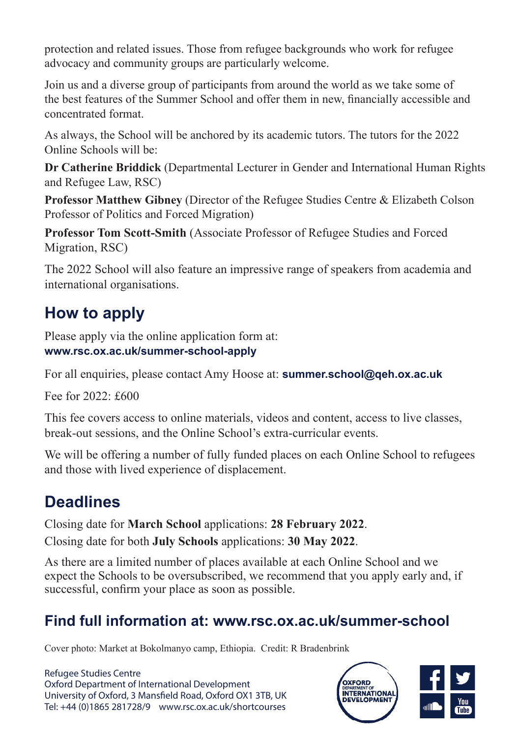protection and related issues. Those from refugee backgrounds who work for refugee advocacy and community groups are particularly welcome.

Join us and a diverse group of participants from around the world as we take some of the best features of the Summer School and offer them in new, financially accessible and concentrated format.

As always, the School will be anchored by its academic tutors. The tutors for the 2022 Online Schools will be:

**Dr Catherine Briddick** (Departmental Lecturer in Gender and International Human Rights and Refugee Law, RSC)

**Professor Matthew Gibney** (Director of the Refugee Studies Centre & Elizabeth Colson Professor of Politics and Forced Migration)

**Professor Tom Scott-Smith** (Associate Professor of Refugee Studies and Forced Migration, RSC)

The 2022 School will also feature an impressive range of speakers from academia and international organisations.

## How to apply

Please apply via the online application form at:
**www.rsc.ox.ac.uk/summer-school-apply**

For all enquiries, please contact Amy Hoose at: **summer.school@qeh.ox.ac.uk**

Fee for 2022: £600

This fee covers access to online materials, videos and content, access to live classes, break-out sessions, and the Online School's extra-curricular events.

We will be offering a number of fully funded places on each Online School to refugees and those with lived experience of displacement.

## Deadlines

Closing date for **March School** applications: **28 February 2022**.

Closing date for both **July Schools** applications: **30 May 2022**.

As there are a limited number of places available at each Online School and we expect the Schools to be oversubscribed, we recommend that you apply early and, if successful, confirm your place as soon as possible.

## Find full information at: www.rsc.ox.ac.uk/summer-school

Cover photo: Market at Bokolmanyo camp, Ethiopia. Credit: R Bradenbrink

Refugee Studies Centre
Oxford Department of International Development
University of Oxford, 3 Mansfield Road, Oxford OX1 3TB, UK
Tel: +44 (0)1865 281728/9 www.rsc.ox.ac.uk/shortcourses

OXFORD DEPARTMENT OF INTERNATIONAL DEVELOPMENT